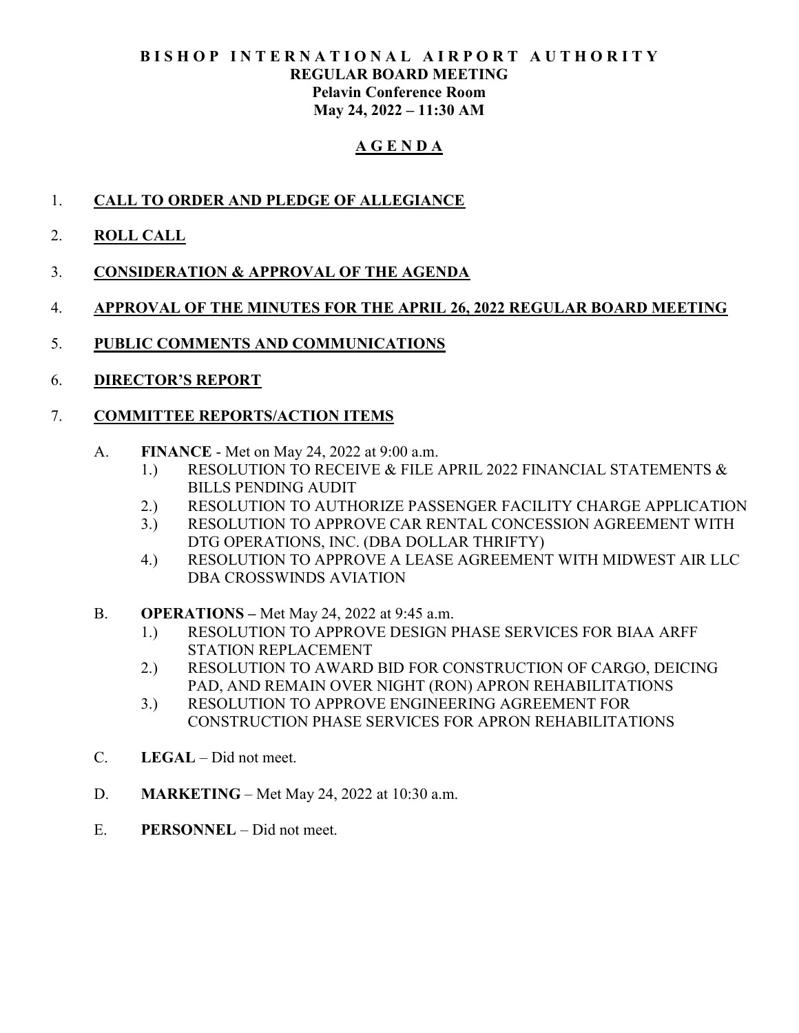**BISHOP INTERNATIONAL AIRPORT AUTHORITY**
**REGULAR BOARD MEETING**
**Pelavin Conference Room**
**May 24, 2022 – 11:30 AM**

# AGENDA

1. **CALL TO ORDER AND PLEDGE OF ALLEGIANCE**

2. **ROLL CALL**

3. **CONSIDERATION & APPROVAL OF THE AGENDA**

4. **APPROVAL OF THE MINUTES FOR THE APRIL 26, 2022 REGULAR BOARD MEETING**

5. **PUBLIC COMMENTS AND COMMUNICATIONS**

6. **DIRECTOR'S REPORT**

7. **COMMITTEE REPORTS/ACTION ITEMS**

   A. **FINANCE** - Met on May 24, 2022 at 9:00 a.m.
      1.) RESOLUTION TO RECEIVE & FILE APRIL 2022 FINANCIAL STATEMENTS & BILLS PENDING AUDIT
      2.) RESOLUTION TO AUTHORIZE PASSENGER FACILITY CHARGE APPLICATION
      3.) RESOLUTION TO APPROVE CAR RENTAL CONCESSION AGREEMENT WITH DTG OPERATIONS, INC. (DBA DOLLAR THRIFTY)
      4.) RESOLUTION TO APPROVE A LEASE AGREEMENT WITH MIDWEST AIR LLC DBA CROSSWINDS AVIATION

   B. **OPERATIONS –** Met May 24, 2022 at 9:45 a.m.
      1.) RESOLUTION TO APPROVE DESIGN PHASE SERVICES FOR BIAA ARFF STATION REPLACEMENT
      2.) RESOLUTION TO AWARD BID FOR CONSTRUCTION OF CARGO, DEICING PAD, AND REMAIN OVER NIGHT (RON) APRON REHABILITATIONS
      3.) RESOLUTION TO APPROVE ENGINEERING AGREEMENT FOR CONSTRUCTION PHASE SERVICES FOR APRON REHABILITATIONS

   C. **LEGAL** – Did not meet.

   D. **MARKETING** – Met May 24, 2022 at 10:30 a.m.

   E. **PERSONNEL** – Did not meet.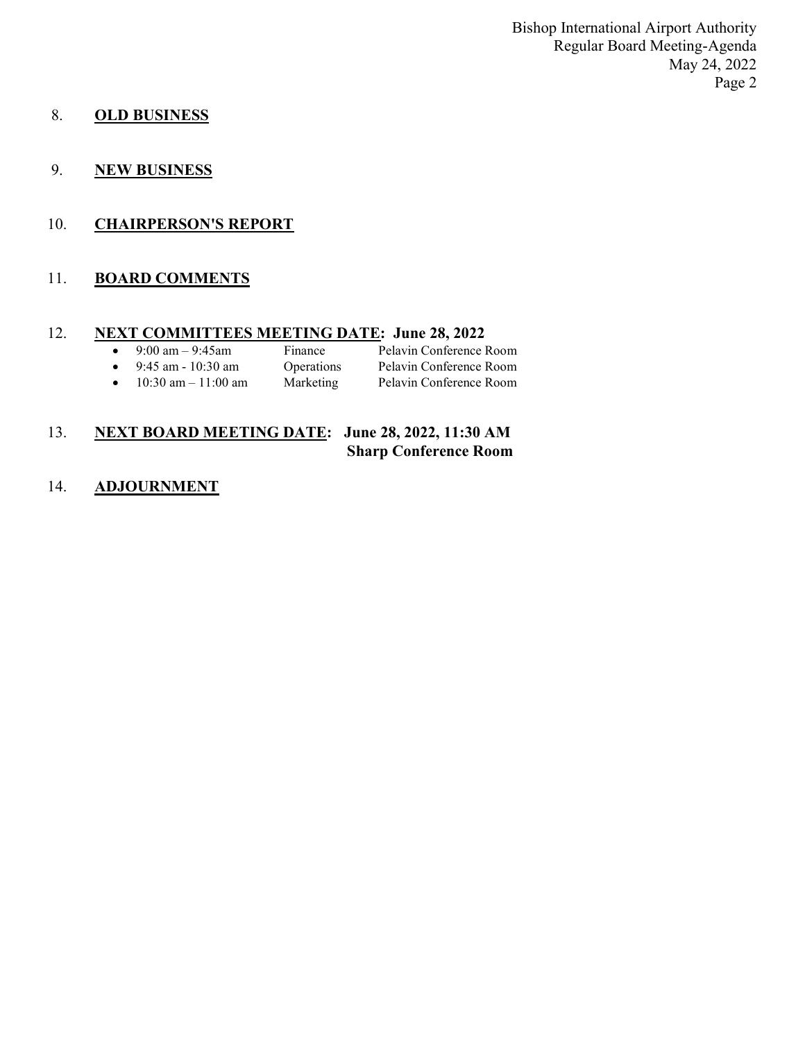8. **OLD BUSINESS**

9. **NEW BUSINESS**

10. **CHAIRPERSON'S REPORT**

11. **BOARD COMMENTS**

12. **NEXT COMMITTEES MEETING DATE: June 28, 2022**
    - 9:00 am – 9:45am Finance Pelavin Conference Room
    - 9:45 am - 10:30 am Operations Pelavin Conference Room
    - 10:30 am – 11:00 am Marketing Pelavin Conference Room

13. **NEXT BOARD MEETING DATE: June 28, 2022, 11:30 AM**
    **Sharp Conference Room**

14. **ADJOURNMENT**